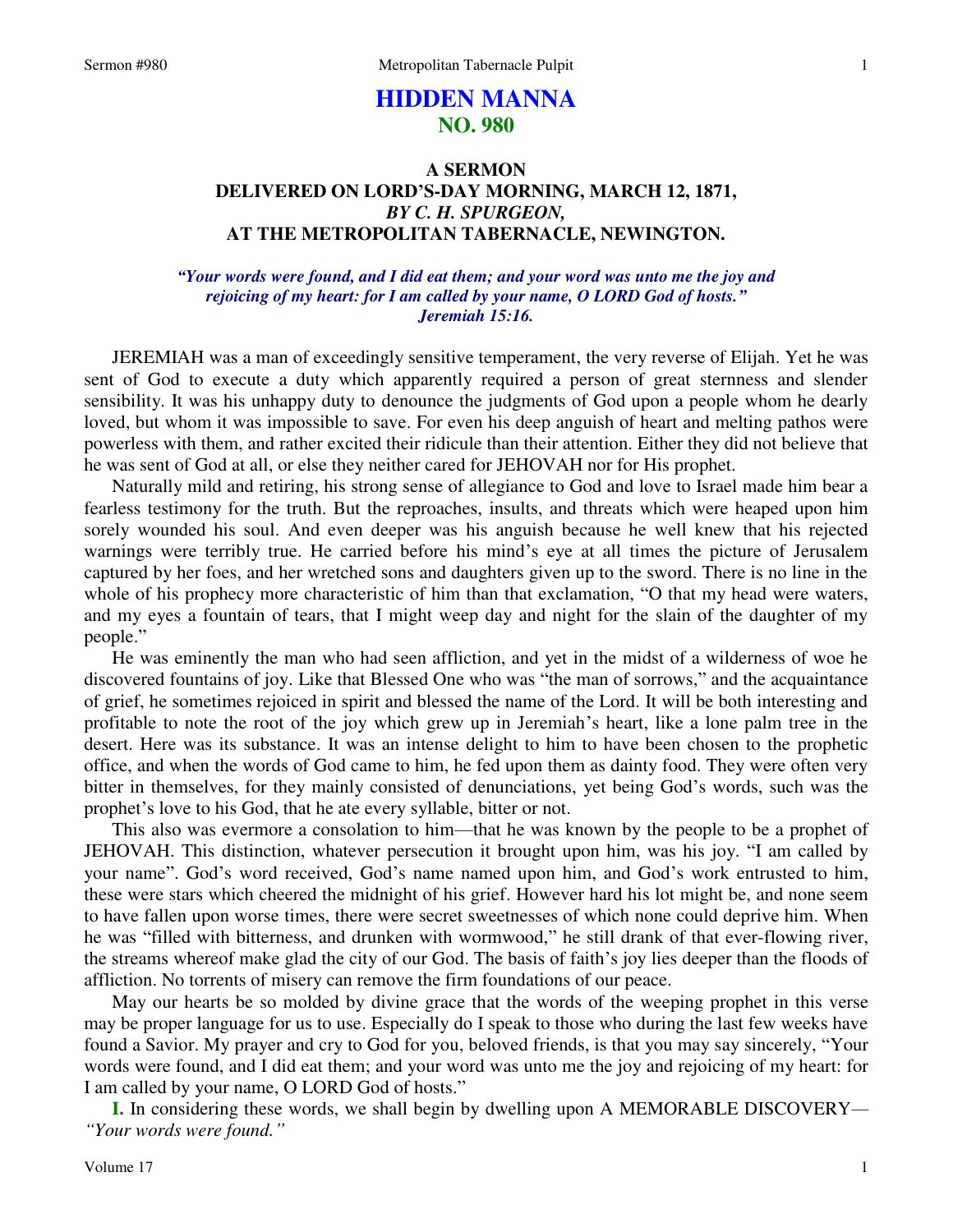# HIDDEN MANNA
## NO. 980

### A SERMON
### DELIVERED ON LORD'S-DAY MORNING, MARCH 12, 1871,
### *BY C. H. SPURGEON,*
### AT THE METROPOLITAN TABERNACLE, NEWINGTON.

***"Your words were found, and I did eat them; and your word was unto me the joy and rejoicing of my heart: for I am called by your name, O LORD God of hosts." Jeremiah 15:16.***

JEREMIAH was a man of exceedingly sensitive temperament, the very reverse of Elijah. Yet he was sent of God to execute a duty which apparently required a person of great sternness and slender sensibility. It was his unhappy duty to denounce the judgments of God upon a people whom he dearly loved, but whom it was impossible to save. For even his deep anguish of heart and melting pathos were powerless with them, and rather excited their ridicule than their attention. Either they did not believe that he was sent of God at all, or else they neither cared for JEHOVAH nor for His prophet.

Naturally mild and retiring, his strong sense of allegiance to God and love to Israel made him bear a fearless testimony for the truth. But the reproaches, insults, and threats which were heaped upon him sorely wounded his soul. And even deeper was his anguish because he well knew that his rejected warnings were terribly true. He carried before his mind's eye at all times the picture of Jerusalem captured by her foes, and her wretched sons and daughters given up to the sword. There is no line in the whole of his prophecy more characteristic of him than that exclamation, "O that my head were waters, and my eyes a fountain of tears, that I might weep day and night for the slain of the daughter of my people."

He was eminently the man who had seen affliction, and yet in the midst of a wilderness of woe he discovered fountains of joy. Like that Blessed One who was "the man of sorrows," and the acquaintance of grief, he sometimes rejoiced in spirit and blessed the name of the Lord. It will be both interesting and profitable to note the root of the joy which grew up in Jeremiah's heart, like a lone palm tree in the desert. Here was its substance. It was an intense delight to him to have been chosen to the prophetic office, and when the words of God came to him, he fed upon them as dainty food. They were often very bitter in themselves, for they mainly consisted of denunciations, yet being God's words, such was the prophet's love to his God, that he ate every syllable, bitter or not.

This also was evermore a consolation to him—that he was known by the people to be a prophet of JEHOVAH. This distinction, whatever persecution it brought upon him, was his joy. "I am called by your name". God's word received, God's name named upon him, and God's work entrusted to him, these were stars which cheered the midnight of his grief. However hard his lot might be, and none seem to have fallen upon worse times, there were secret sweetnesses of which none could deprive him. When he was "filled with bitterness, and drunken with wormwood," he still drank of that ever-flowing river, the streams whereof make glad the city of our God. The basis of faith's joy lies deeper than the floods of affliction. No torrents of misery can remove the firm foundations of our peace.

May our hearts be so molded by divine grace that the words of the weeping prophet in this verse may be proper language for us to use. Especially do I speak to those who during the last few weeks have found a Savior. My prayer and cry to God for you, beloved friends, is that you may say sincerely, "Your words were found, and I did eat them; and your word was unto me the joy and rejoicing of my heart: for I am called by your name, O LORD God of hosts."

**I.** In considering these words, we shall begin by dwelling upon A MEMORABLE DISCOVERY—*"Your words were found."*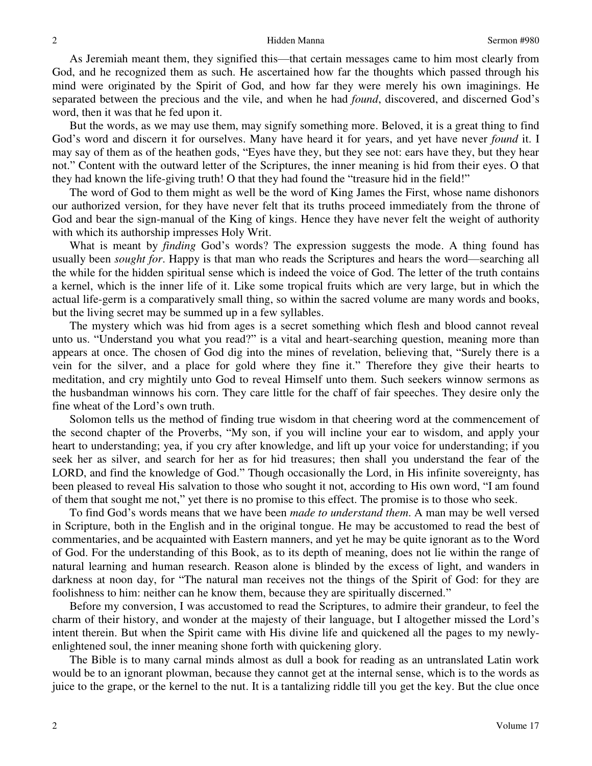As Jeremiah meant them, they signified this—that certain messages came to him most clearly from God, and he recognized them as such. He ascertained how far the thoughts which passed through his mind were originated by the Spirit of God, and how far they were merely his own imaginings. He separated between the precious and the vile, and when he had *found*, discovered, and discerned God's word, then it was that he fed upon it.

But the words, as we may use them, may signify something more. Beloved, it is a great thing to find God's word and discern it for ourselves. Many have heard it for years, and yet have never *found* it. I may say of them as of the heathen gods, "Eyes have they, but they see not: ears have they, but they hear not." Content with the outward letter of the Scriptures, the inner meaning is hid from their eyes. O that they had known the life-giving truth! O that they had found the "treasure hid in the field!"

The word of God to them might as well be the word of King James the First, whose name dishonors our authorized version, for they have never felt that its truths proceed immediately from the throne of God and bear the sign-manual of the King of kings. Hence they have never felt the weight of authority with which its authorship impresses Holy Writ.

What is meant by *finding* God's words? The expression suggests the mode. A thing found has usually been *sought for*. Happy is that man who reads the Scriptures and hears the word—searching all the while for the hidden spiritual sense which is indeed the voice of God. The letter of the truth contains a kernel, which is the inner life of it. Like some tropical fruits which are very large, but in which the actual life-germ is a comparatively small thing, so within the sacred volume are many words and books, but the living secret may be summed up in a few syllables.

The mystery which was hid from ages is a secret something which flesh and blood cannot reveal unto us. "Understand you what you read?" is a vital and heart-searching question, meaning more than appears at once. The chosen of God dig into the mines of revelation, believing that, "Surely there is a vein for the silver, and a place for gold where they fine it." Therefore they give their hearts to meditation, and cry mightily unto God to reveal Himself unto them. Such seekers winnow sermons as the husbandman winnows his corn. They care little for the chaff of fair speeches. They desire only the fine wheat of the Lord's own truth.

Solomon tells us the method of finding true wisdom in that cheering word at the commencement of the second chapter of the Proverbs, "My son, if you will incline your ear to wisdom, and apply your heart to understanding; yea, if you cry after knowledge, and lift up your voice for understanding; if you seek her as silver, and search for her as for hid treasures; then shall you understand the fear of the LORD, and find the knowledge of God." Though occasionally the Lord, in His infinite sovereignty, has been pleased to reveal His salvation to those who sought it not, according to His own word, "I am found of them that sought me not," yet there is no promise to this effect. The promise is to those who seek.

To find God's words means that we have been *made to understand them*. A man may be well versed in Scripture, both in the English and in the original tongue. He may be accustomed to read the best of commentaries, and be acquainted with Eastern manners, and yet he may be quite ignorant as to the Word of God. For the understanding of this Book, as to its depth of meaning, does not lie within the range of natural learning and human research. Reason alone is blinded by the excess of light, and wanders in darkness at noon day, for "The natural man receives not the things of the Spirit of God: for they are foolishness to him: neither can he know them, because they are spiritually discerned."

Before my conversion, I was accustomed to read the Scriptures, to admire their grandeur, to feel the charm of their history, and wonder at the majesty of their language, but I altogether missed the Lord's intent therein. But when the Spirit came with His divine life and quickened all the pages to my newly-enlightened soul, the inner meaning shone forth with quickening glory.

The Bible is to many carnal minds almost as dull a book for reading as an untranslated Latin work would be to an ignorant plowman, because they cannot get at the internal sense, which is to the words as juice to the grape, or the kernel to the nut. It is a tantalizing riddle till you get the key. But the clue once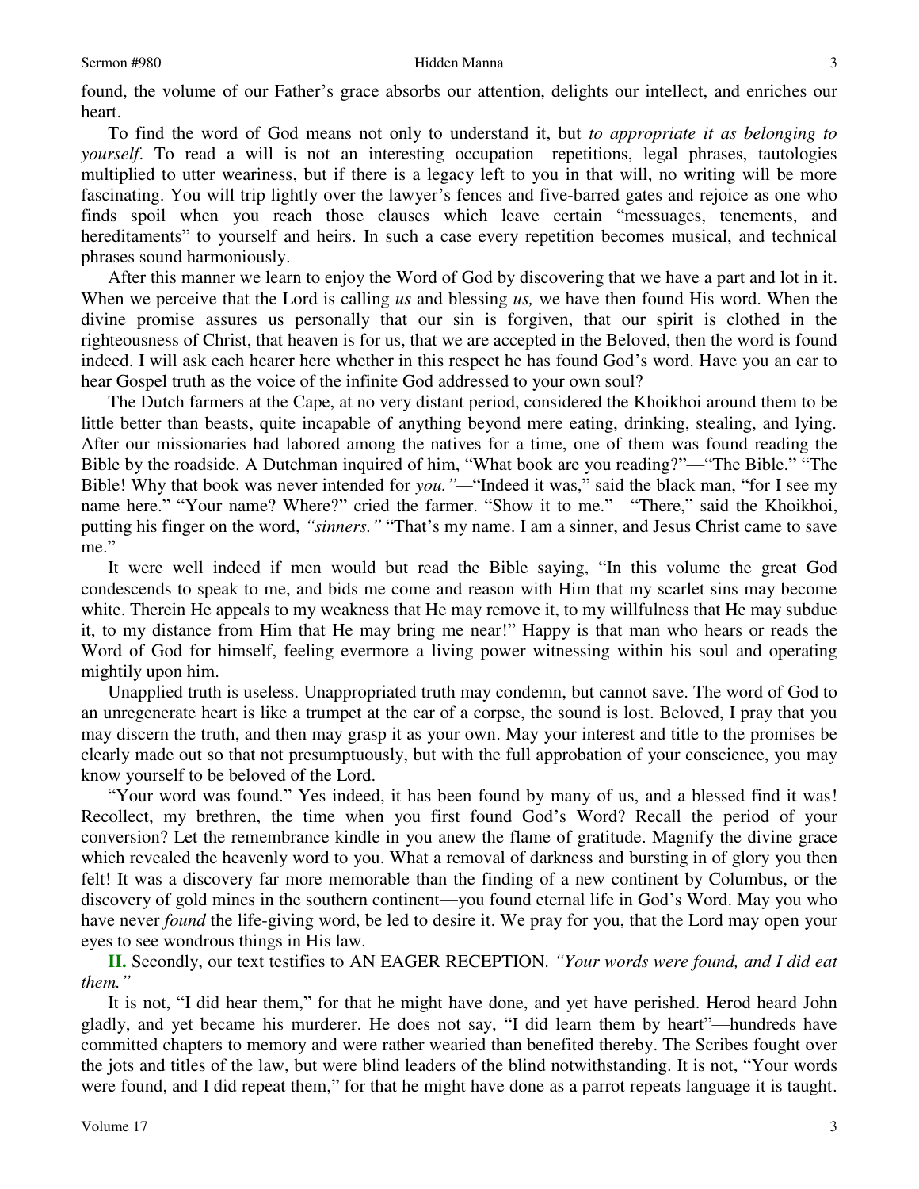found, the volume of our Father's grace absorbs our attention, delights our intellect, and enriches our heart.

To find the word of God means not only to understand it, but *to appropriate it as belonging to yourself*. To read a will is not an interesting occupation—repetitions, legal phrases, tautologies multiplied to utter weariness, but if there is a legacy left to you in that will, no writing will be more fascinating. You will trip lightly over the lawyer's fences and five-barred gates and rejoice as one who finds spoil when you reach those clauses which leave certain "messuages, tenements, and hereditaments" to yourself and heirs. In such a case every repetition becomes musical, and technical phrases sound harmoniously.

After this manner we learn to enjoy the Word of God by discovering that we have a part and lot in it. When we perceive that the Lord is calling *us* and blessing *us,* we have then found His word. When the divine promise assures us personally that our sin is forgiven, that our spirit is clothed in the righteousness of Christ, that heaven is for us, that we are accepted in the Beloved, then the word is found indeed. I will ask each hearer here whether in this respect he has found God's word. Have you an ear to hear Gospel truth as the voice of the infinite God addressed to your own soul?

The Dutch farmers at the Cape, at no very distant period, considered the Khoikhoi around them to be little better than beasts, quite incapable of anything beyond mere eating, drinking, stealing, and lying. After our missionaries had labored among the natives for a time, one of them was found reading the Bible by the roadside. A Dutchman inquired of him, "What book are you reading?"—"The Bible." "The Bible! Why that book was never intended for *you."*—"Indeed it was," said the black man, "for I see my name here." "Your name? Where?" cried the farmer. "Show it to me."—"There," said the Khoikhoi, putting his finger on the word, *"sinners."* "That's my name. I am a sinner, and Jesus Christ came to save me."

It were well indeed if men would but read the Bible saying, "In this volume the great God condescends to speak to me, and bids me come and reason with Him that my scarlet sins may become white. Therein He appeals to my weakness that He may remove it, to my willfulness that He may subdue it, to my distance from Him that He may bring me near!" Happy is that man who hears or reads the Word of God for himself, feeling evermore a living power witnessing within his soul and operating mightily upon him.

Unapplied truth is useless. Unappropriated truth may condemn, but cannot save. The word of God to an unregenerate heart is like a trumpet at the ear of a corpse, the sound is lost. Beloved, I pray that you may discern the truth, and then may grasp it as your own. May your interest and title to the promises be clearly made out so that not presumptuously, but with the full approbation of your conscience, you may know yourself to be beloved of the Lord.

"Your word was found." Yes indeed, it has been found by many of us, and a blessed find it was! Recollect, my brethren, the time when you first found God's Word? Recall the period of your conversion? Let the remembrance kindle in you anew the flame of gratitude. Magnify the divine grace which revealed the heavenly word to you. What a removal of darkness and bursting in of glory you then felt! It was a discovery far more memorable than the finding of a new continent by Columbus, or the discovery of gold mines in the southern continent—you found eternal life in God's Word. May you who have never *found* the life-giving word, be led to desire it. We pray for you, that the Lord may open your eyes to see wondrous things in His law.

**II.** Secondly, our text testifies to AN EAGER RECEPTION. *"Your words were found, and I did eat them."*

It is not, "I did hear them," for that he might have done, and yet have perished. Herod heard John gladly, and yet became his murderer. He does not say, "I did learn them by heart"—hundreds have committed chapters to memory and were rather wearied than benefited thereby. The Scribes fought over the jots and titles of the law, but were blind leaders of the blind notwithstanding. It is not, "Your words were found, and I did repeat them," for that he might have done as a parrot repeats language it is taught.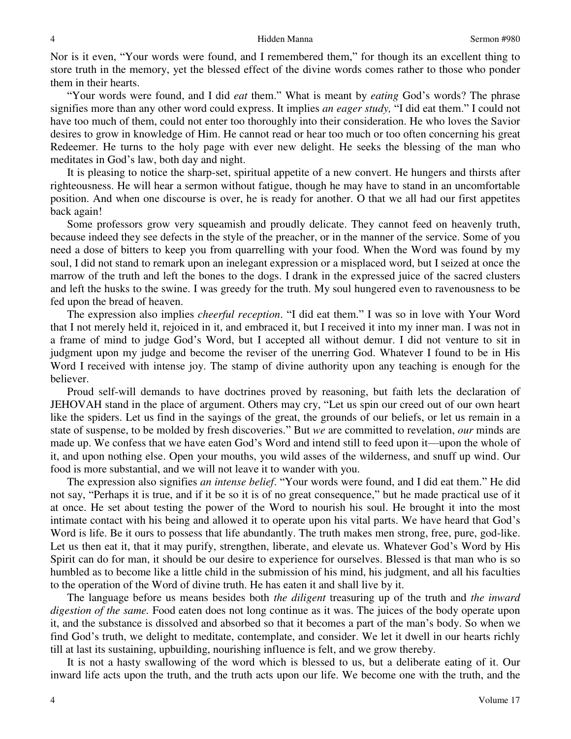Nor is it even, "Your words were found, and I remembered them," for though its an excellent thing to store truth in the memory, yet the blessed effect of the divine words comes rather to those who ponder them in their hearts.

"Your words were found, and I did *eat* them." What is meant by *eating* God's words? The phrase signifies more than any other word could express. It implies *an eager study,* "I did eat them." I could not have too much of them, could not enter too thoroughly into their consideration. He who loves the Savior desires to grow in knowledge of Him. He cannot read or hear too much or too often concerning his great Redeemer. He turns to the holy page with ever new delight. He seeks the blessing of the man who meditates in God's law, both day and night.

It is pleasing to notice the sharp-set, spiritual appetite of a new convert. He hungers and thirsts after righteousness. He will hear a sermon without fatigue, though he may have to stand in an uncomfortable position. And when one discourse is over, he is ready for another. O that we all had our first appetites back again!

Some professors grow very squeamish and proudly delicate. They cannot feed on heavenly truth, because indeed they see defects in the style of the preacher, or in the manner of the service. Some of you need a dose of bitters to keep you from quarrelling with your food. When the Word was found by my soul, I did not stand to remark upon an inelegant expression or a misplaced word, but I seized at once the marrow of the truth and left the bones to the dogs. I drank in the expressed juice of the sacred clusters and left the husks to the swine. I was greedy for the truth. My soul hungered even to ravenousness to be fed upon the bread of heaven.

The expression also implies *cheerful reception*. "I did eat them." I was so in love with Your Word that I not merely held it, rejoiced in it, and embraced it, but I received it into my inner man. I was not in a frame of mind to judge God's Word, but I accepted all without demur. I did not venture to sit in judgment upon my judge and become the reviser of the unerring God. Whatever I found to be in His Word I received with intense joy. The stamp of divine authority upon any teaching is enough for the believer.

Proud self-will demands to have doctrines proved by reasoning, but faith lets the declaration of JEHOVAH stand in the place of argument. Others may cry, "Let us spin our creed out of our own heart like the spiders. Let us find in the sayings of the great, the grounds of our beliefs, or let us remain in a state of suspense, to be molded by fresh discoveries." But *we* are committed to revelation, *our* minds are made up. We confess that we have eaten God's Word and intend still to feed upon it—upon the whole of it, and upon nothing else. Open your mouths, you wild asses of the wilderness, and snuff up wind. Our food is more substantial, and we will not leave it to wander with you.

The expression also signifies *an intense belief*. "Your words were found, and I did eat them." He did not say, "Perhaps it is true, and if it be so it is of no great consequence," but he made practical use of it at once. He set about testing the power of the Word to nourish his soul. He brought it into the most intimate contact with his being and allowed it to operate upon his vital parts. We have heard that God's Word is life. Be it ours to possess that life abundantly. The truth makes men strong, free, pure, god-like. Let us then eat it, that it may purify, strengthen, liberate, and elevate us. Whatever God's Word by His Spirit can do for man, it should be our desire to experience for ourselves. Blessed is that man who is so humbled as to become like a little child in the submission of his mind, his judgment, and all his faculties to the operation of the Word of divine truth. He has eaten it and shall live by it.

The language before us means besides both *the diligent* treasuring up of the truth and *the inward digestion of the same.* Food eaten does not long continue as it was. The juices of the body operate upon it, and the substance is dissolved and absorbed so that it becomes a part of the man's body. So when we find God's truth, we delight to meditate, contemplate, and consider. We let it dwell in our hearts richly till at last its sustaining, upbuilding, nourishing influence is felt, and we grow thereby.

It is not a hasty swallowing of the word which is blessed to us, but a deliberate eating of it. Our inward life acts upon the truth, and the truth acts upon our life. We become one with the truth, and the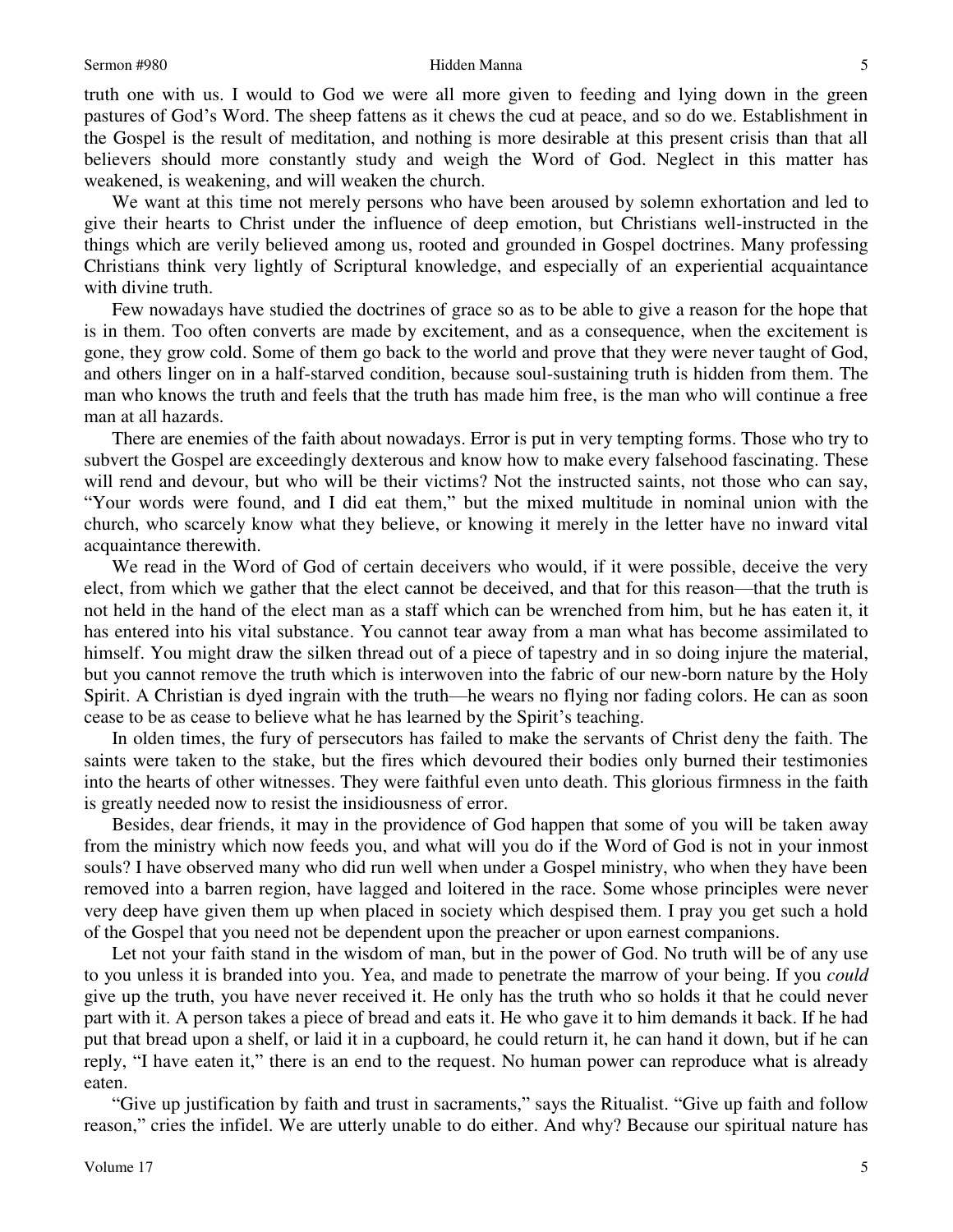truth one with us. I would to God we were all more given to feeding and lying down in the green pastures of God's Word. The sheep fattens as it chews the cud at peace, and so do we. Establishment in the Gospel is the result of meditation, and nothing is more desirable at this present crisis than that all believers should more constantly study and weigh the Word of God. Neglect in this matter has weakened, is weakening, and will weaken the church.

We want at this time not merely persons who have been aroused by solemn exhortation and led to give their hearts to Christ under the influence of deep emotion, but Christians well-instructed in the things which are verily believed among us, rooted and grounded in Gospel doctrines. Many professing Christians think very lightly of Scriptural knowledge, and especially of an experiential acquaintance with divine truth.

Few nowadays have studied the doctrines of grace so as to be able to give a reason for the hope that is in them. Too often converts are made by excitement, and as a consequence, when the excitement is gone, they grow cold. Some of them go back to the world and prove that they were never taught of God, and others linger on in a half-starved condition, because soul-sustaining truth is hidden from them. The man who knows the truth and feels that the truth has made him free, is the man who will continue a free man at all hazards.

There are enemies of the faith about nowadays. Error is put in very tempting forms. Those who try to subvert the Gospel are exceedingly dexterous and know how to make every falsehood fascinating. These will rend and devour, but who will be their victims? Not the instructed saints, not those who can say, "Your words were found, and I did eat them," but the mixed multitude in nominal union with the church, who scarcely know what they believe, or knowing it merely in the letter have no inward vital acquaintance therewith.

We read in the Word of God of certain deceivers who would, if it were possible, deceive the very elect, from which we gather that the elect cannot be deceived, and that for this reason—that the truth is not held in the hand of the elect man as a staff which can be wrenched from him, but he has eaten it, it has entered into his vital substance. You cannot tear away from a man what has become assimilated to himself. You might draw the silken thread out of a piece of tapestry and in so doing injure the material, but you cannot remove the truth which is interwoven into the fabric of our new-born nature by the Holy Spirit. A Christian is dyed ingrain with the truth—he wears no flying nor fading colors. He can as soon cease to be as cease to believe what he has learned by the Spirit's teaching.

In olden times, the fury of persecutors has failed to make the servants of Christ deny the faith. The saints were taken to the stake, but the fires which devoured their bodies only burned their testimonies into the hearts of other witnesses. They were faithful even unto death. This glorious firmness in the faith is greatly needed now to resist the insidiousness of error.

Besides, dear friends, it may in the providence of God happen that some of you will be taken away from the ministry which now feeds you, and what will you do if the Word of God is not in your inmost souls? I have observed many who did run well when under a Gospel ministry, who when they have been removed into a barren region, have lagged and loitered in the race. Some whose principles were never very deep have given them up when placed in society which despised them. I pray you get such a hold of the Gospel that you need not be dependent upon the preacher or upon earnest companions.

Let not your faith stand in the wisdom of man, but in the power of God. No truth will be of any use to you unless it is branded into you. Yea, and made to penetrate the marrow of your being. If you *could* give up the truth, you have never received it. He only has the truth who so holds it that he could never part with it. A person takes a piece of bread and eats it. He who gave it to him demands it back. If he had put that bread upon a shelf, or laid it in a cupboard, he could return it, he can hand it down, but if he can reply, "I have eaten it," there is an end to the request. No human power can reproduce what is already eaten.

"Give up justification by faith and trust in sacraments," says the Ritualist. "Give up faith and follow reason," cries the infidel. We are utterly unable to do either. And why? Because our spiritual nature has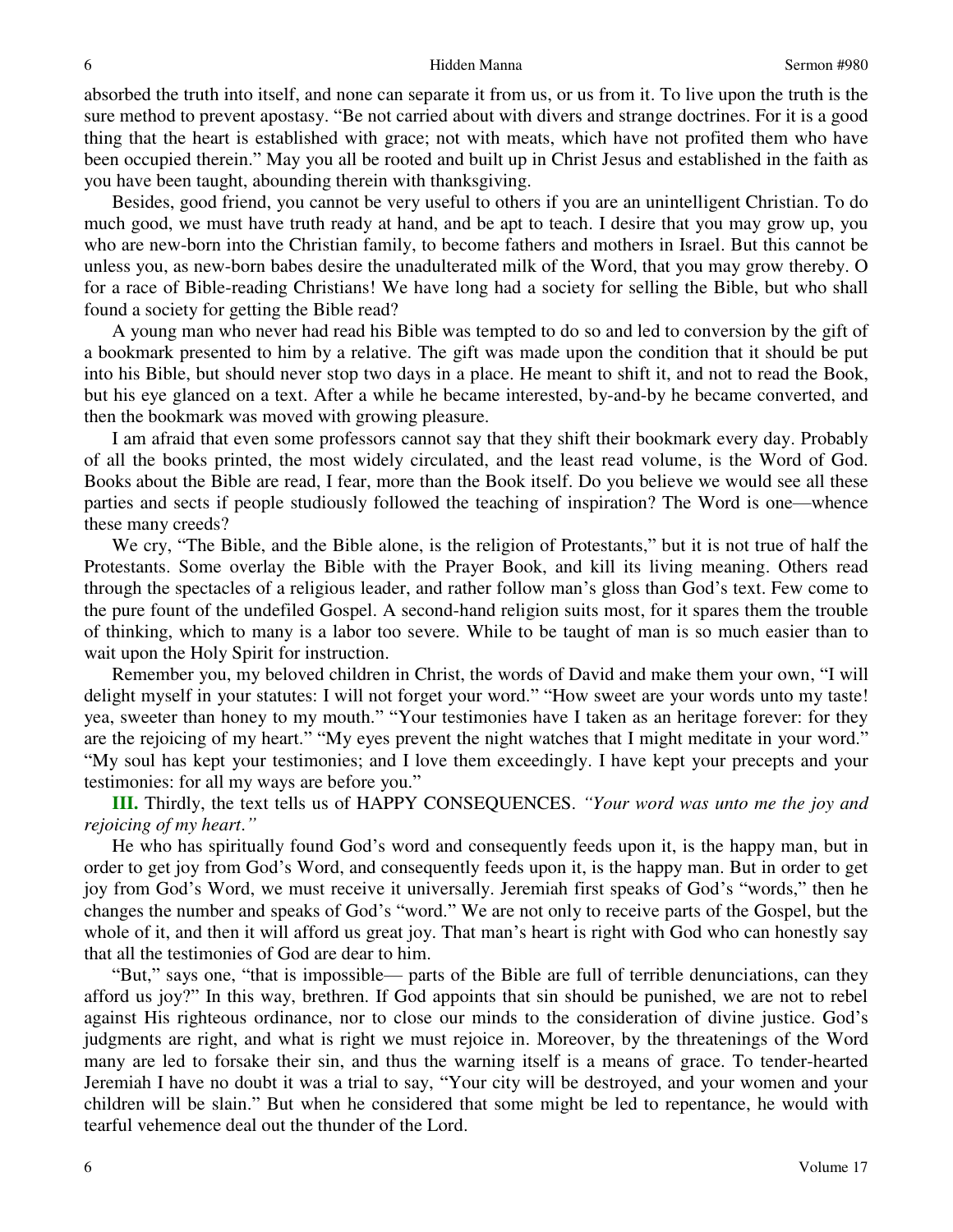absorbed the truth into itself, and none can separate it from us, or us from it. To live upon the truth is the sure method to prevent apostasy. "Be not carried about with divers and strange doctrines. For it is a good thing that the heart is established with grace; not with meats, which have not profited them who have been occupied therein." May you all be rooted and built up in Christ Jesus and established in the faith as you have been taught, abounding therein with thanksgiving.

Besides, good friend, you cannot be very useful to others if you are an unintelligent Christian. To do much good, we must have truth ready at hand, and be apt to teach. I desire that you may grow up, you who are new-born into the Christian family, to become fathers and mothers in Israel. But this cannot be unless you, as new-born babes desire the unadulterated milk of the Word, that you may grow thereby. O for a race of Bible-reading Christians! We have long had a society for selling the Bible, but who shall found a society for getting the Bible read?

A young man who never had read his Bible was tempted to do so and led to conversion by the gift of a bookmark presented to him by a relative. The gift was made upon the condition that it should be put into his Bible, but should never stop two days in a place. He meant to shift it, and not to read the Book, but his eye glanced on a text. After a while he became interested, by-and-by he became converted, and then the bookmark was moved with growing pleasure.

I am afraid that even some professors cannot say that they shift their bookmark every day. Probably of all the books printed, the most widely circulated, and the least read volume, is the Word of God. Books about the Bible are read, I fear, more than the Book itself. Do you believe we would see all these parties and sects if people studiously followed the teaching of inspiration? The Word is one—whence these many creeds?

We cry, "The Bible, and the Bible alone, is the religion of Protestants," but it is not true of half the Protestants. Some overlay the Bible with the Prayer Book, and kill its living meaning. Others read through the spectacles of a religious leader, and rather follow man's gloss than God's text. Few come to the pure fount of the undefiled Gospel. A second-hand religion suits most, for it spares them the trouble of thinking, which to many is a labor too severe. While to be taught of man is so much easier than to wait upon the Holy Spirit for instruction.

Remember you, my beloved children in Christ, the words of David and make them your own, "I will delight myself in your statutes: I will not forget your word." "How sweet are your words unto my taste! yea, sweeter than honey to my mouth." "Your testimonies have I taken as an heritage forever: for they are the rejoicing of my heart." "My eyes prevent the night watches that I might meditate in your word." "My soul has kept your testimonies; and I love them exceedingly. I have kept your precepts and your testimonies: for all my ways are before you."

**III.** Thirdly, the text tells us of HAPPY CONSEQUENCES. *"Your word was unto me the joy and rejoicing of my heart."*

He who has spiritually found God's word and consequently feeds upon it, is the happy man, but in order to get joy from God's Word, and consequently feeds upon it, is the happy man. But in order to get joy from God's Word, we must receive it universally. Jeremiah first speaks of God's "words," then he changes the number and speaks of God's "word." We are not only to receive parts of the Gospel, but the whole of it, and then it will afford us great joy. That man's heart is right with God who can honestly say that all the testimonies of God are dear to him.

"But," says one, "that is impossible— parts of the Bible are full of terrible denunciations, can they afford us joy?" In this way, brethren. If God appoints that sin should be punished, we are not to rebel against His righteous ordinance, nor to close our minds to the consideration of divine justice. God's judgments are right, and what is right we must rejoice in. Moreover, by the threatenings of the Word many are led to forsake their sin, and thus the warning itself is a means of grace. To tender-hearted Jeremiah I have no doubt it was a trial to say, "Your city will be destroyed, and your women and your children will be slain." But when he considered that some might be led to repentance, he would with tearful vehemence deal out the thunder of the Lord.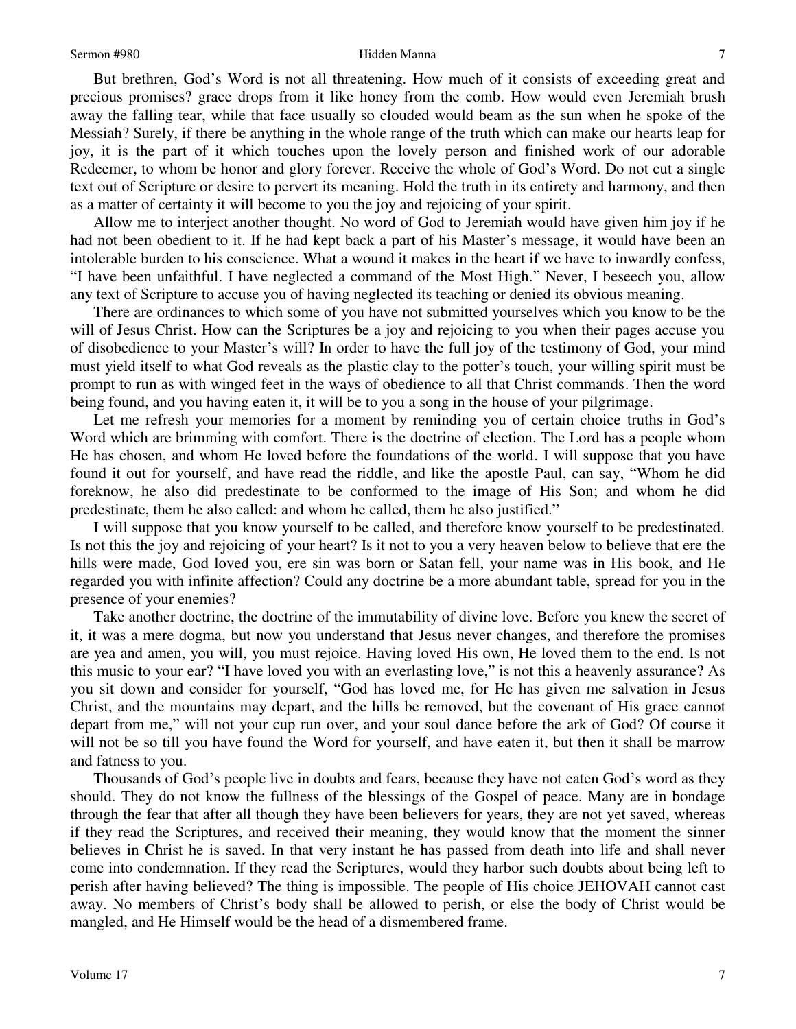But brethren, God's Word is not all threatening. How much of it consists of exceeding great and precious promises? grace drops from it like honey from the comb. How would even Jeremiah brush away the falling tear, while that face usually so clouded would beam as the sun when he spoke of the Messiah? Surely, if there be anything in the whole range of the truth which can make our hearts leap for joy, it is the part of it which touches upon the lovely person and finished work of our adorable Redeemer, to whom be honor and glory forever. Receive the whole of God's Word. Do not cut a single text out of Scripture or desire to pervert its meaning. Hold the truth in its entirety and harmony, and then as a matter of certainty it will become to you the joy and rejoicing of your spirit.

Allow me to interject another thought. No word of God to Jeremiah would have given him joy if he had not been obedient to it. If he had kept back a part of his Master's message, it would have been an intolerable burden to his conscience. What a wound it makes in the heart if we have to inwardly confess, "I have been unfaithful. I have neglected a command of the Most High." Never, I beseech you, allow any text of Scripture to accuse you of having neglected its teaching or denied its obvious meaning.

There are ordinances to which some of you have not submitted yourselves which you know to be the will of Jesus Christ. How can the Scriptures be a joy and rejoicing to you when their pages accuse you of disobedience to your Master's will? In order to have the full joy of the testimony of God, your mind must yield itself to what God reveals as the plastic clay to the potter's touch, your willing spirit must be prompt to run as with winged feet in the ways of obedience to all that Christ commands. Then the word being found, and you having eaten it, it will be to you a song in the house of your pilgrimage.

Let me refresh your memories for a moment by reminding you of certain choice truths in God's Word which are brimming with comfort. There is the doctrine of election. The Lord has a people whom He has chosen, and whom He loved before the foundations of the world. I will suppose that you have found it out for yourself, and have read the riddle, and like the apostle Paul, can say, "Whom he did foreknow, he also did predestinate to be conformed to the image of His Son; and whom he did predestinate, them he also called: and whom he called, them he also justified."

I will suppose that you know yourself to be called, and therefore know yourself to be predestinated. Is not this the joy and rejoicing of your heart? Is it not to you a very heaven below to believe that ere the hills were made, God loved you, ere sin was born or Satan fell, your name was in His book, and He regarded you with infinite affection? Could any doctrine be a more abundant table, spread for you in the presence of your enemies?

Take another doctrine, the doctrine of the immutability of divine love. Before you knew the secret of it, it was a mere dogma, but now you understand that Jesus never changes, and therefore the promises are yea and amen, you will, you must rejoice. Having loved His own, He loved them to the end. Is not this music to your ear? "I have loved you with an everlasting love," is not this a heavenly assurance? As you sit down and consider for yourself, "God has loved me, for He has given me salvation in Jesus Christ, and the mountains may depart, and the hills be removed, but the covenant of His grace cannot depart from me," will not your cup run over, and your soul dance before the ark of God? Of course it will not be so till you have found the Word for yourself, and have eaten it, but then it shall be marrow and fatness to you.

Thousands of God's people live in doubts and fears, because they have not eaten God's word as they should. They do not know the fullness of the blessings of the Gospel of peace. Many are in bondage through the fear that after all though they have been believers for years, they are not yet saved, whereas if they read the Scriptures, and received their meaning, they would know that the moment the sinner believes in Christ he is saved. In that very instant he has passed from death into life and shall never come into condemnation. If they read the Scriptures, would they harbor such doubts about being left to perish after having believed? The thing is impossible. The people of His choice JEHOVAH cannot cast away. No members of Christ's body shall be allowed to perish, or else the body of Christ would be mangled, and He Himself would be the head of a dismembered frame.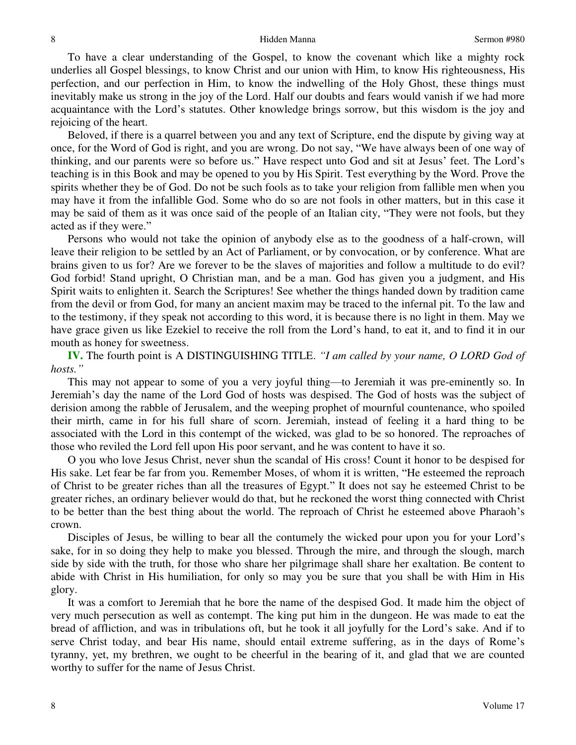To have a clear understanding of the Gospel, to know the covenant which like a mighty rock underlies all Gospel blessings, to know Christ and our union with Him, to know His righteousness, His perfection, and our perfection in Him, to know the indwelling of the Holy Ghost, these things must inevitably make us strong in the joy of the Lord. Half our doubts and fears would vanish if we had more acquaintance with the Lord's statutes. Other knowledge brings sorrow, but this wisdom is the joy and rejoicing of the heart.

Beloved, if there is a quarrel between you and any text of Scripture, end the dispute by giving way at once, for the Word of God is right, and you are wrong. Do not say, "We have always been of one way of thinking, and our parents were so before us." Have respect unto God and sit at Jesus' feet. The Lord's teaching is in this Book and may be opened to you by His Spirit. Test everything by the Word. Prove the spirits whether they be of God. Do not be such fools as to take your religion from fallible men when you may have it from the infallible God. Some who do so are not fools in other matters, but in this case it may be said of them as it was once said of the people of an Italian city, "They were not fools, but they acted as if they were."

Persons who would not take the opinion of anybody else as to the goodness of a half-crown, will leave their religion to be settled by an Act of Parliament, or by convocation, or by conference. What are brains given to us for? Are we forever to be the slaves of majorities and follow a multitude to do evil? God forbid! Stand upright, O Christian man, and be a man. God has given you a judgment, and His Spirit waits to enlighten it. Search the Scriptures! See whether the things handed down by tradition came from the devil or from God, for many an ancient maxim may be traced to the infernal pit. To the law and to the testimony, if they speak not according to this word, it is because there is no light in them. May we have grace given us like Ezekiel to receive the roll from the Lord's hand, to eat it, and to find it in our mouth as honey for sweetness.

**IV.** The fourth point is A DISTINGUISHING TITLE. *"I am called by your name, O LORD God of hosts."*

This may not appear to some of you a very joyful thing—to Jeremiah it was pre-eminently so. In Jeremiah's day the name of the Lord God of hosts was despised. The God of hosts was the subject of derision among the rabble of Jerusalem, and the weeping prophet of mournful countenance, who spoiled their mirth, came in for his full share of scorn. Jeremiah, instead of feeling it a hard thing to be associated with the Lord in this contempt of the wicked, was glad to be so honored. The reproaches of those who reviled the Lord fell upon His poor servant, and he was content to have it so.

O you who love Jesus Christ, never shun the scandal of His cross! Count it honor to be despised for His sake. Let fear be far from you. Remember Moses, of whom it is written, "He esteemed the reproach of Christ to be greater riches than all the treasures of Egypt." It does not say he esteemed Christ to be greater riches, an ordinary believer would do that, but he reckoned the worst thing connected with Christ to be better than the best thing about the world. The reproach of Christ he esteemed above Pharaoh's crown.

Disciples of Jesus, be willing to bear all the contumely the wicked pour upon you for your Lord's sake, for in so doing they help to make you blessed. Through the mire, and through the slough, march side by side with the truth, for those who share her pilgrimage shall share her exaltation. Be content to abide with Christ in His humiliation, for only so may you be sure that you shall be with Him in His glory.

It was a comfort to Jeremiah that he bore the name of the despised God. It made him the object of very much persecution as well as contempt. The king put him in the dungeon. He was made to eat the bread of affliction, and was in tribulations oft, but he took it all joyfully for the Lord's sake. And if to serve Christ today, and bear His name, should entail extreme suffering, as in the days of Rome's tyranny, yet, my brethren, we ought to be cheerful in the bearing of it, and glad that we are counted worthy to suffer for the name of Jesus Christ.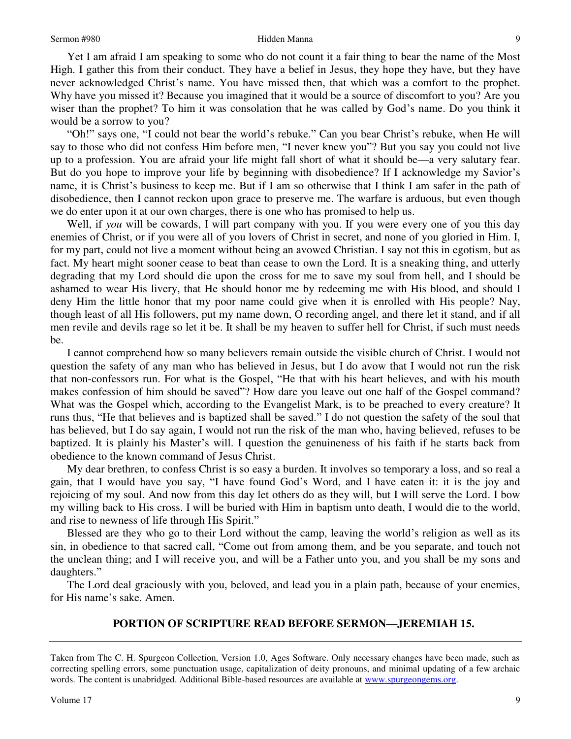Yet I am afraid I am speaking to some who do not count it a fair thing to bear the name of the Most High. I gather this from their conduct. They have a belief in Jesus, they hope they have, but they have never acknowledged Christ's name. You have missed then, that which was a comfort to the prophet. Why have you missed it? Because you imagined that it would be a source of discomfort to you? Are you wiser than the prophet? To him it was consolation that he was called by God's name. Do you think it would be a sorrow to you?

"Oh!" says one, "I could not bear the world's rebuke." Can you bear Christ's rebuke, when He will say to those who did not confess Him before men, "I never knew you"? But you say you could not live up to a profession. You are afraid your life might fall short of what it should be—a very salutary fear. But do you hope to improve your life by beginning with disobedience? If I acknowledge my Savior's name, it is Christ's business to keep me. But if I am so otherwise that I think I am safer in the path of disobedience, then I cannot reckon upon grace to preserve me. The warfare is arduous, but even though we do enter upon it at our own charges, there is one who has promised to help us.

Well, if *you* will be cowards, I will part company with you. If you were every one of you this day enemies of Christ, or if you were all of you lovers of Christ in secret, and none of you gloried in Him. I, for my part, could not live a moment without being an avowed Christian. I say not this in egotism, but as fact. My heart might sooner cease to beat than cease to own the Lord. It is a sneaking thing, and utterly degrading that my Lord should die upon the cross for me to save my soul from hell, and I should be ashamed to wear His livery, that He should honor me by redeeming me with His blood, and should I deny Him the little honor that my poor name could give when it is enrolled with His people? Nay, though least of all His followers, put my name down, O recording angel, and there let it stand, and if all men revile and devils rage so let it be. It shall be my heaven to suffer hell for Christ, if such must needs be.

I cannot comprehend how so many believers remain outside the visible church of Christ. I would not question the safety of any man who has believed in Jesus, but I do avow that I would not run the risk that non-confessors run. For what is the Gospel, "He that with his heart believes, and with his mouth makes confession of him should be saved"? How dare you leave out one half of the Gospel command? What was the Gospel which, according to the Evangelist Mark, is to be preached to every creature? It runs thus, "He that believes and is baptized shall be saved." I do not question the safety of the soul that has believed, but I do say again, I would not run the risk of the man who, having believed, refuses to be baptized. It is plainly his Master's will. I question the genuineness of his faith if he starts back from obedience to the known command of Jesus Christ.

My dear brethren, to confess Christ is so easy a burden. It involves so temporary a loss, and so real a gain, that I would have you say, "I have found God's Word, and I have eaten it: it is the joy and rejoicing of my soul. And now from this day let others do as they will, but I will serve the Lord. I bow my willing back to His cross. I will be buried with Him in baptism unto death, I would die to the world, and rise to newness of life through His Spirit."

Blessed are they who go to their Lord without the camp, leaving the world's religion as well as its sin, in obedience to that sacred call, "Come out from among them, and be you separate, and touch not the unclean thing; and I will receive you, and will be a Father unto you, and you shall be my sons and daughters."

The Lord deal graciously with you, beloved, and lead you in a plain path, because of your enemies, for His name's sake. Amen.

## PORTION OF SCRIPTURE READ BEFORE SERMON—JEREMIAH 15.

---

Taken from The C. H. Spurgeon Collection, Version 1.0, Ages Software. Only necessary changes have been made, such as correcting spelling errors, some punctuation usage, capitalization of deity pronouns, and minimal updating of a few archaic words. The content is unabridged. Additional Bible-based resources are available at www.spurgeongems.org.